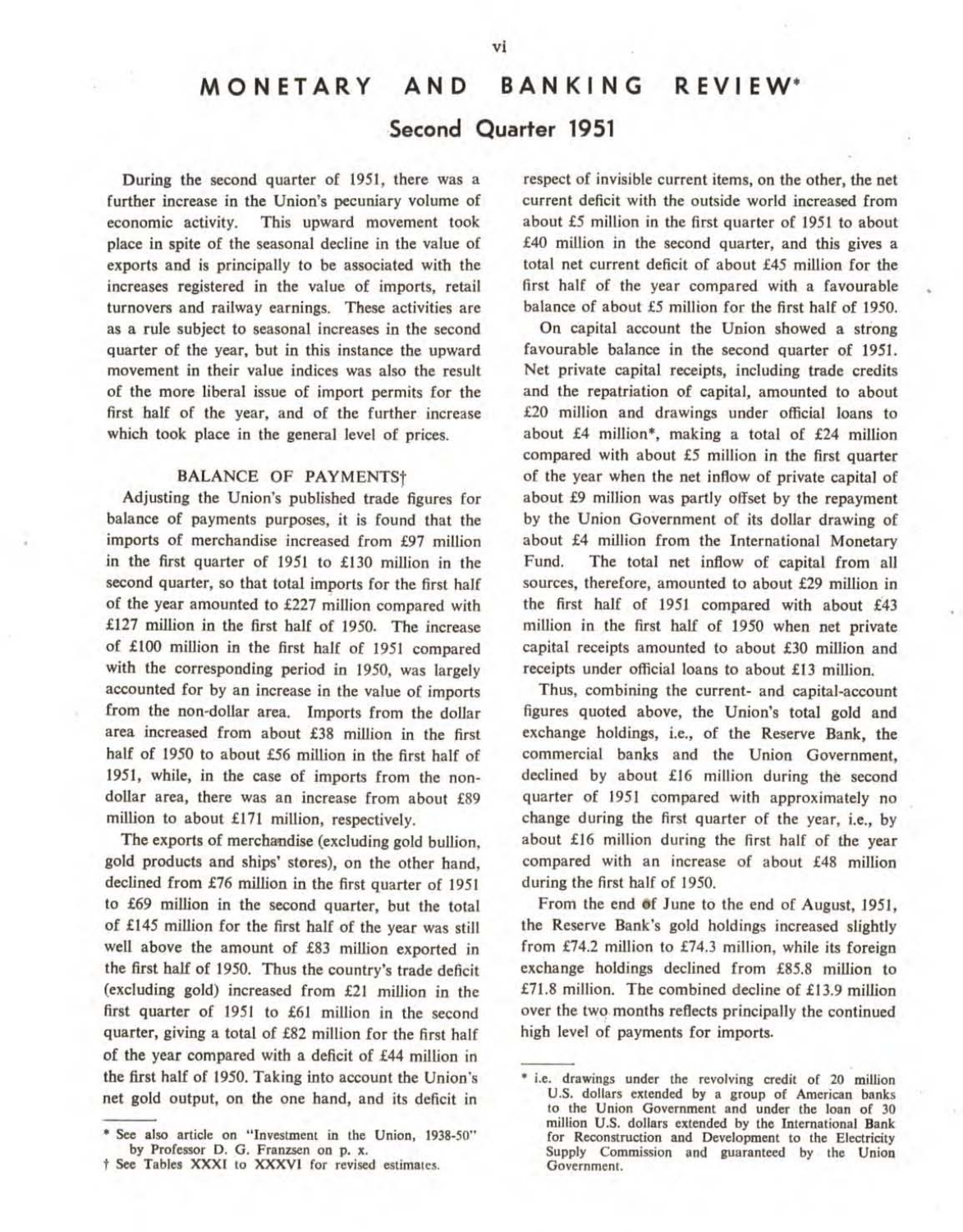# MONETARY AND BANKING REVIEW*

## Second Quarter 1951

During the second quarter of 1951, there was a further increase in the Union's pecuniary volume of economic activity. This upward movement took place in spite of the seasonal decline in the value of exports and is principally to be associated with the increases registered in the value of imports, retail turnovers and railway earnings. These activities are as a rule subject to seasonal increases in the second quarter of the year, but in this instance the upward movement in their value indices was also the result of the more liberal issue of import permits for the first half of the year, and of the further increase which took place in the general level of prices.

### BALANCE OF PAYMENTS†

Adjusting the Union's published trade figures for balance of payments purposes, it is found that the imports of merchandise increased from £97 million in the first quarter of 1951 to £130 million in the second quarter, so that total imports for the first half of the year amounted to £227 million compared with £127 million in the first half of 1950. The increase of £100 million in the first half of 1951 compared with the corresponding period in 1950, was largely accounted for by an increase in the value of imports from the non-dollar area. Imports from the dollar area increased from about £38 million in the first half of 1950 to about £56 million in the first half of 1951, while, in the case of imports from the non-dollar area, there was an increase from about £89 million to about £171 million, respectively.

The exports of merchandise (excluding gold bullion, gold products and ships' stores), on the other hand, declined from £76 million in the first quarter of 1951 to £69 million in the second quarter, but the total of £145 million for the first half of the year was still well above the amount of £83 million exported in the first half of 1950. Thus the country's trade deficit (excluding gold) increased from £21 million in the first quarter of 1951 to £61 million in the second quarter, giving a total of £82 million for the first half of the year compared with a deficit of £44 million in the first half of 1950. Taking into account the Union's net gold output, on the one hand, and its deficit in respect of invisible current items, on the other, the net current deficit with the outside world increased from about £5 million in the first quarter of 1951 to about £40 million in the second quarter, and this gives a total net current deficit of about £45 million for the first half of the year compared with a favourable balance of about £5 million for the first half of 1950.

On capital account the Union showed a strong favourable balance in the second quarter of 1951. Net private capital receipts, including trade credits and the repatriation of capital, amounted to about £20 million and drawings under official loans to about £4 million*, making a total of £24 million compared with about £5 million in the first quarter of the year when the net inflow of private capital of about £9 million was partly offset by the repayment by the Union Government of its dollar drawing of about £4 million from the International Monetary Fund. The total net inflow of capital from all sources, therefore, amounted to about £29 million in the first half of 1951 compared with about £43 million in the first half of 1950 when net private capital receipts amounted to about £30 million and receipts under official loans to about £13 million.

Thus, combining the current- and capital-account figures quoted above, the Union's total gold and exchange holdings, i.e., of the Reserve Bank, the commercial banks and the Union Government, declined by about £16 million during the second quarter of 1951 compared with approximately no change during the first quarter of the year, i.e., by about £16 million during the first half of the year compared with an increase of about £48 million during the first half of 1950.

From the end of June to the end of August, 1951, the Reserve Bank's gold holdings increased slightly from £74.2 million to £74.3 million, while its foreign exchange holdings declined from £85.8 million to £71.8 million. The combined decline of £13.9 million over the two months reflects principally the continued high level of payments for imports.

---

\* See also article on "Investment in the Union, 1938-50" by Professor D. G. Franzsen on p. x.

† See Tables XXXI to XXXVI for revised estimates.

\* i.e. drawings under the revolving credit of 20 million U.S. dollars extended by a group of American banks to the Union Government and under the loan of 30 million U.S. dollars extended by the International Bank for Reconstruction and Development to the Electricity Supply Commission and guaranteed by the Union Government.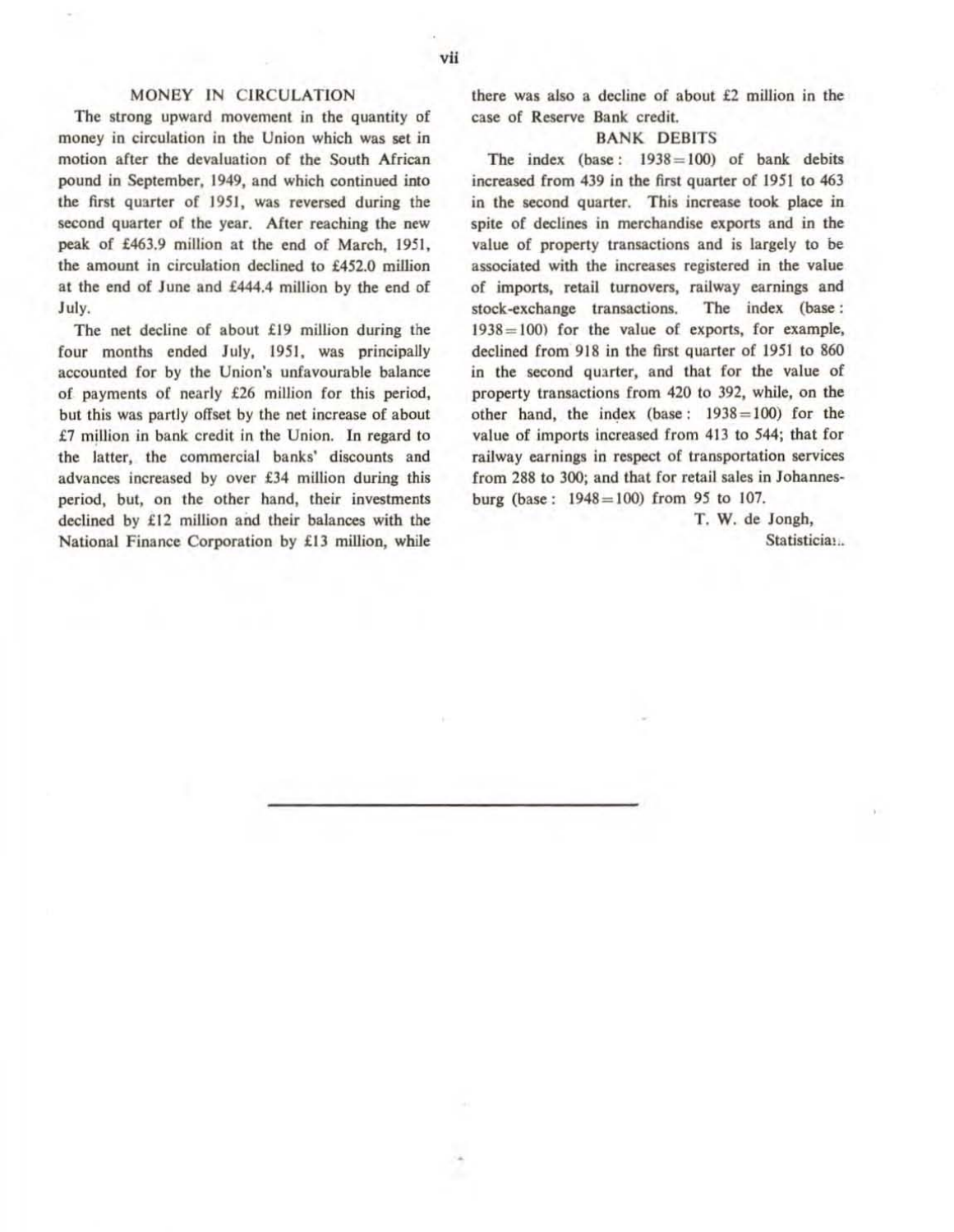## MONEY IN CIRCULATION

The strong upward movement in the quantity of money in circulation in the Union which was set in motion after the devaluation of the South African pound in September, 1949, and which continued into the first quarter of 1951, was reversed during the second quarter of the year. After reaching the new peak of £463.9 million at the end of March, 1951, the amount in circulation declined to £452.0 million at the end of June and £444.4 million by the end of July.

The net decline of about £19 million during the four months ended July, 1951, was principally accounted for by the Union's unfavourable balance of payments of nearly £26 million for this period, but this was partly offset by the net increase of about £7 million in bank credit in the Union. In regard to the latter, the commercial banks' discounts and advances increased by over £34 million during this period, but, on the other hand, their investments declined by £12 million and their balances with the National Finance Corporation by £13 million, while there was also a decline of about £2 million in the case of Reserve Bank credit.

## BANK DEBITS

The index (base: 1938=100) of bank debits increased from 439 in the first quarter of 1951 to 463 in the second quarter. This increase took place in spite of declines in merchandise exports and in the value of property transactions and is largely to be associated with the increases registered in the value of imports, retail turnovers, railway earnings and stock-exchange transactions. The index (base: 1938=100) for the value of exports, for example, declined from 918 in the first quarter of 1951 to 860 in the second quarter, and that for the value of property transactions from 420 to 392, while, on the other hand, the index (base: 1938=100) for the value of imports increased from 413 to 544; that for railway earnings in respect of transportation services from 288 to 300; and that for retail sales in Johannesburg (base: 1948=100) from 95 to 107.

T. W. de Jongh,
Statistician.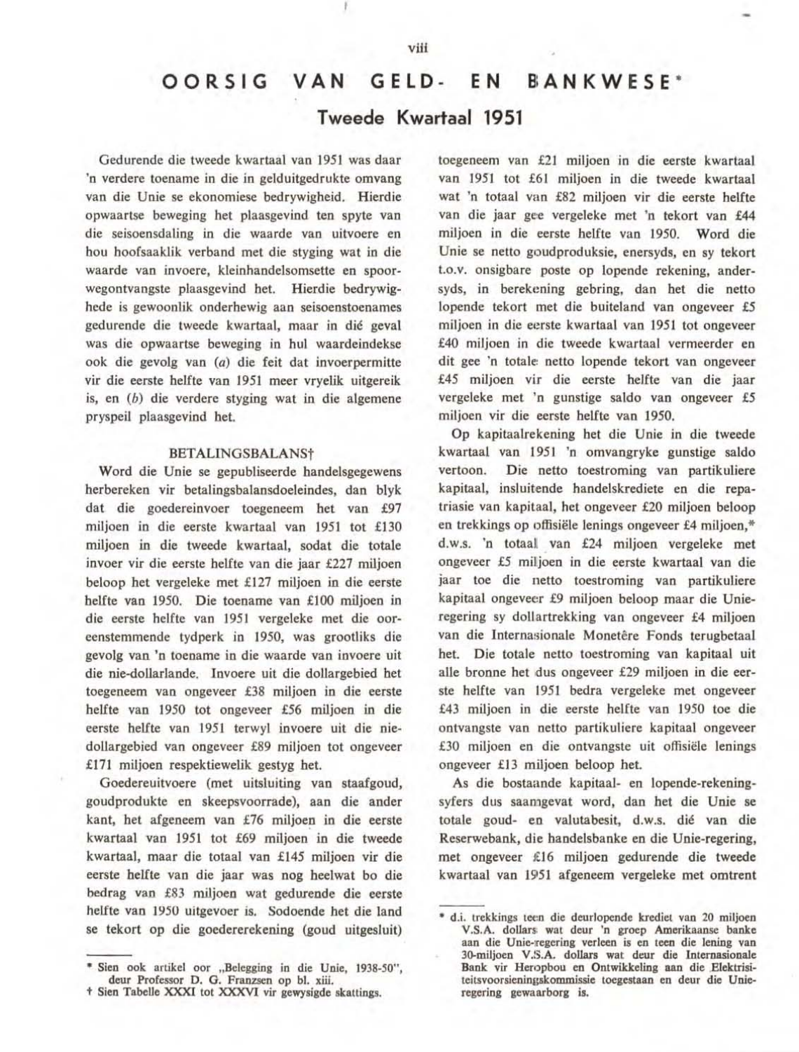# OORSIG VAN GELD- EN BANKWESE*

## Tweede Kwartaal 1951

Gedurende die tweede kwartaal van 1951 was daar 'n verdere toename in die in gelduitgedrukte omvang van die Unie se ekonomiese bedrywigheid. Hierdie opwaartse beweging het plaasgevind ten spyte van die seisoensdaling in die waarde van uitvoere en hou hoofsaaklik verband met die styging wat in die waarde van invoere, kleinhandelsomsette en spoorwegontvangste plaasgevind het. Hierdie bedrywighede is gewoonlik onderhewig aan seisoenstoenames gedurende die tweede kwartaal, maar in dié geval was die opwaartse beweging in hul waardeindekse ook die gevolg van (*a*) die feit dat invoerpermitte vir die eerste helfte van 1951 meer vryelik uitgereik is, en (*b*) die verdere styging wat in die algemene pryspeil plaasgevind het.

### BETALINGSBALANS†

Word die Unie se gepubliseerde handelsgegewens herbereken vir betalingsbalansdoeleindes, dan blyk dat die goedereinvoer toegeneem het van £97 miljoen in die eerste kwartaal van 1951 tot £130 miljoen in die tweede kwartaal, sodat die totale invoer vir die eerste helfte van die jaar £227 miljoen beloop het vergeleke met £127 miljoen in die eerste helfte van 1950. Die toename van £100 miljoen in die eerste helfte van 1951 vergeleke met die ooreenstemmende tydperk in 1950, was grootliks die gevolg van 'n toename in die waarde van invoere uit die nie-dollarlande. Invoere uit die dollargebied het toegeneem van ongeveer £38 miljoen in die eerste helfte van 1950 tot ongeveer £56 miljoen in die eerste helfte van 1951 terwyl invoere uit die nie-dollargebied van ongeveer £89 miljoen tot ongeveer £171 miljoen respektiewelik gestyg het.

Goedereuitvoere (met uitsluiting van staafgoud, goudprodukte en skeepsvoorrade), aan die ander kant, het afgeneem van £76 miljoen in die eerste kwartaal van 1951 tot £69 miljoen in die tweede kwartaal, maar die totaal van £145 miljoen vir die eerste helfte van die jaar was nog heelwat bo die bedrag van £83 miljoen wat gedurende die eerste helfte van 1950 uitgevoer is. Sodoende het die land se tekort op die goedererekening (goud uitgesluit) toegeneem van £21 miljoen in die eerste kwartaal van 1951 tot £61 miljoen in die tweede kwartaal wat 'n totaal van £82 miljoen vir die eerste helfte van die jaar gee vergeleke met 'n tekort van £44 miljoen in die eerste helfte van 1950. Word die Unie se netto goudproduksie, enersyds, en sy tekort t.o.v. onsigbare poste op lopende rekening, andersyds, in berekening gebring, dan het die netto lopende tekort met die buiteland van ongeveer £5 miljoen in die eerste kwartaal van 1951 tot ongeveer £40 miljoen in die tweede kwartaal vermeerder en dit gee 'n totale netto lopende tekort van ongeveer £45 miljoen vir die eerste helfte van die jaar vergeleke met 'n gunstige saldo van ongeveer £5 miljoen vir die eerste helfte van 1950.

Op kapitaalrekening het die Unie in die tweede kwartaal van 1951 'n omvangryke gunstige saldo vertoon. Die netto toestroming van partikuliere kapitaal, insluitende handelskrediete en die repatriasie van kapitaal, het ongeveer £20 miljoen beloop en trekkings op offisiële lenings ongeveer £4 miljoen,* d.w.s. 'n totaal van £24 miljoen vergeleke met ongeveer £5 miljoen in die eerste kwartaal van die jaar toe die netto toestroming van partikuliere kapitaal ongeveer £9 miljoen beloop maar die Unie-regering sy dollartrekking van ongeveer £4 miljoen van die Internasionale Monetêre Fonds terugbetaal het. Die totale netto toestroming van kapitaal uit alle bronne het dus ongeveer £29 miljoen in die eerste helfte van 1951 bedra vergeleke met ongeveer £43 miljoen in die eerste helfte van 1950 toe die ontvangste van netto partikuliere kapitaal ongeveer £30 miljoen en die ontvangste uit offisiële lenings ongeveer £13 miljoen beloop het.

As die bostaande kapitaal- en lopende-rekeningsyfers dus saamgevat word, dan het die Unie se totale goud- en valutabesit, d.w.s. dié van die Reserwebank, die handelsbanke en die Unie-regering, met ongeveer £16 miljoen gedurende die tweede kwartaal van 1951 afgeneem vergeleke met omtrent

---

\* Sien ook artikel oor „Belegging in die Unie, 1938-50", deur Professor D. G. Franzsen op bl. xiii.

† Sien Tabelle XXXI tot XXXVI vir gewysigde skattings.

\* d.i. trekkings teen die deurlopende krediet van 20 miljoen V.S.A. dollars wat deur 'n groep Amerikaanse banke aan die Unie-regering verleen is en teen die lening van 30-miljoen V.S.A. dollars wat deur die Internasionale Bank vir Heropbou en Ontwikkeling aan die Elektrisiteitsvoorsieningskommissie toegestaan en deur die Unie-regering gewaarborg is.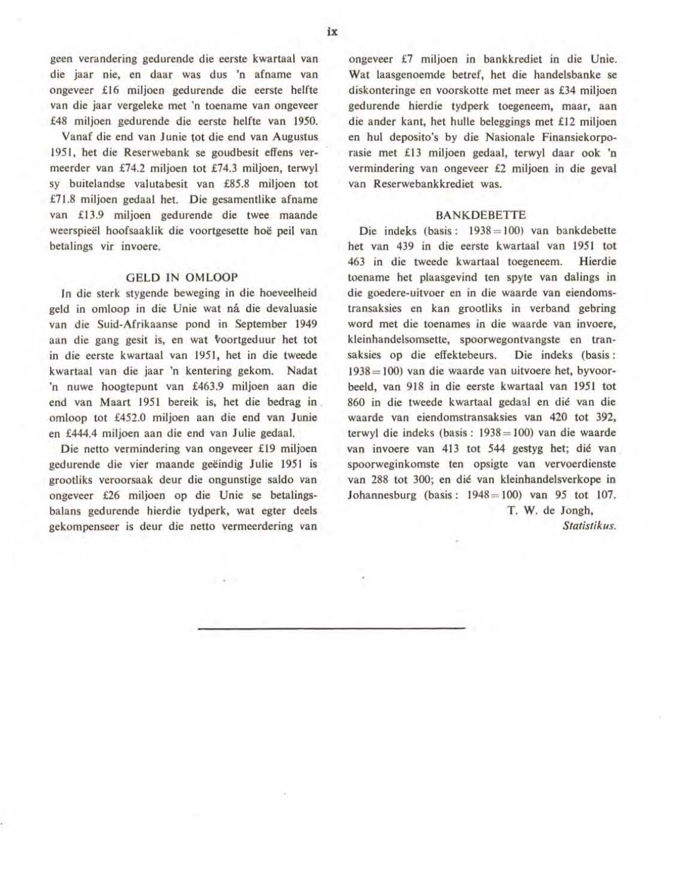geen verandering gedurende die eerste kwartaal van die jaar nie, en daar was dus 'n afname van ongeveer £16 miljoen gedurende die eerste helfte van die jaar vergeleke met 'n toename van ongeveer £48 miljoen gedurende die eerste helfte van 1950.

Vanaf die end van Junie tot die end van Augustus 1951, het die Reserwebank se goudbesit effens vermeerder van £74.2 miljoen tot £74.3 miljoen, terwyl sy buitelandse valutabesit van £85.8 miljoen tot £71.8 miljoen gedaal het. Die gesamentlike afname van £13.9 miljoen gedurende die twee maande weerspieël hoofsaaklik die voortgesette hoë peil van betalings vir invoere.

## GELD IN OMLOOP

In die sterk stygende beweging in die hoeveelheid geld in omloop in die Unie wat ná die devaluasie van die Suid-Afrikaanse pond in September 1949 aan die gang gesit is, en wat voortgeduur het tot in die eerste kwartaal van 1951, het in die tweede kwartaal van die jaar 'n kentering gekom. Nadat 'n nuwe hoogtepunt van £463.9 miljoen aan die end van Maart 1951 bereik is, het die bedrag in omloop tot £452.0 miljoen aan die end van Junie en £444.4 miljoen aan die end van Julie gedaal.

Die netto vermindering van ongeveer £19 miljoen gedurende die vier maande geëindig Julie 1951 is grootliks veroorsaak deur die ongunstige saldo van ongeveer £26 miljoen op die Unie se betalingsbalans gedurende hierdie tydperk, wat egter deels gekompenseer is deur die netto vermeerdering van ongeveer £7 miljoen in bankkrediet in die Unie. Wat laasgenoemde betref, het die handelsbanke se diskonteringe en voorskotte met meer as £34 miljoen gedurende hierdie tydperk toegeneem, maar, aan die ander kant, het hulle beleggings met £12 miljoen en hul deposito's by die Nasionale Finansiekorporasie met £13 miljoen gedaal, terwyl daar ook 'n vermindering van ongeveer £2 miljoen in die geval van Reserwebankkrediet was.

## BANKDEBETTE

Die indeks (basis: 1938 = 100) van bankdebette het van 439 in die eerste kwartaal van 1951 tot 463 in die tweede kwartaal toegeneem. Hierdie toename het plaasgevind ten spyte van dalings in die goedere-uitvoer en in die waarde van eiendomstransaksies en kan grootliks in verband gebring word met die toenames in die waarde van invoere, kleinhandelsomsette, spoorwegontvangste en transaksies op die effektebeurs. Die indeks (basis: 1938 = 100) van die waarde van uitvoere het, byvoorbeeld, van 918 in die eerste kwartaal van 1951 tot 860 in die tweede kwartaal gedaal en dié van die waarde van eiendomstransaksies van 420 tot 392, terwyl die indeks (basis: 1938 = 100) van die waarde van invoere van 413 tot 544 gestyg het; dié van spoorweginkomste ten opsigte van vervoerdienste van 288 tot 300; en dié van kleinhandelsverkope in Johannesburg (basis: 1948 = 100) van 95 tot 107.

T. W. de Jongh,
*Statistikus.*